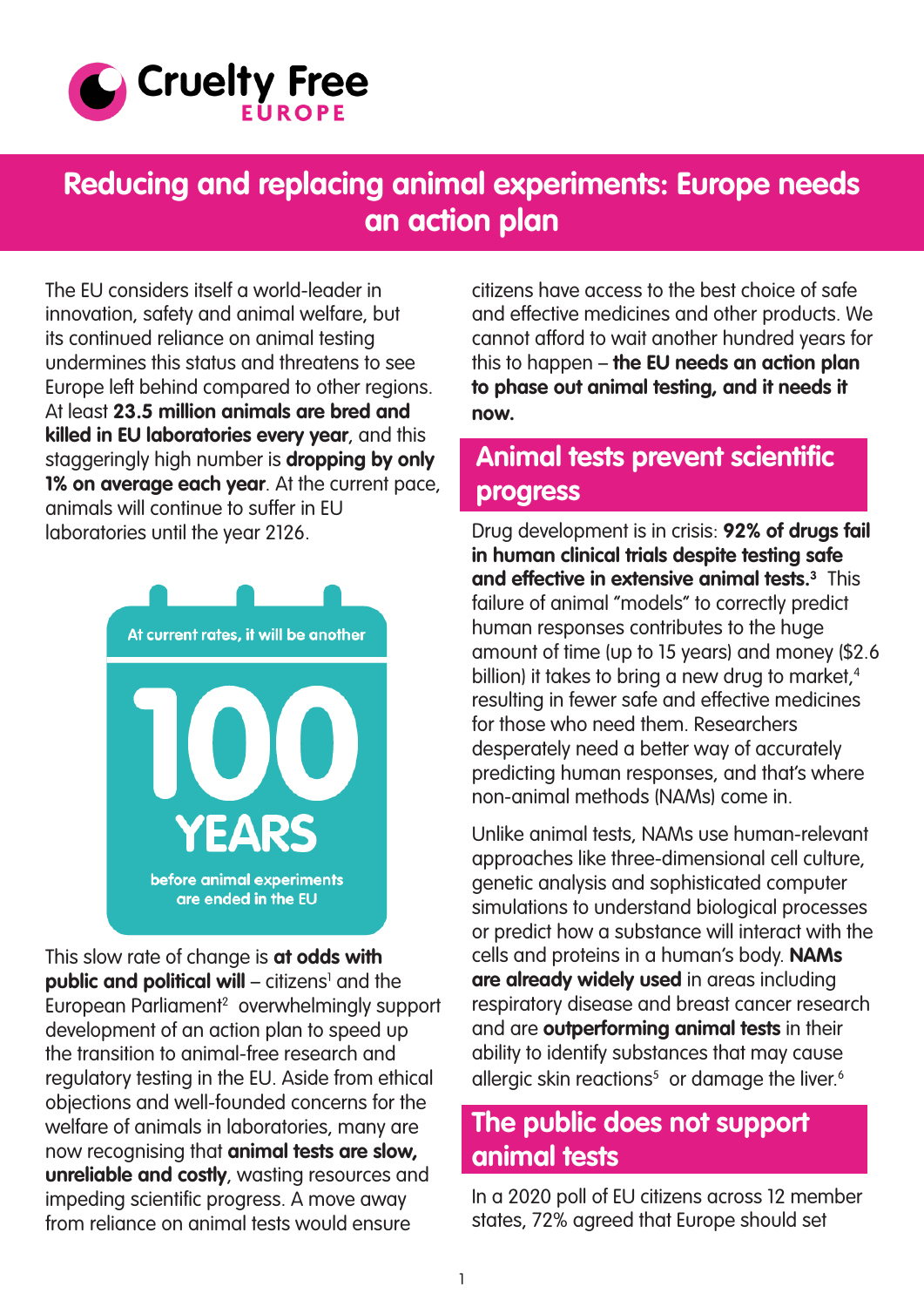Cruelty Free EUROPE

# Reducing and replacing animal experiments: Europe needs an action plan

The EU considers itself a world-leader in innovation, safety and animal welfare, but its continued reliance on animal testing undermines this status and threatens to see Europe left behind compared to other regions. At least **23.5 million animals are bred and killed in EU laboratories every year**, and this staggeringly high number is **dropping by only 1% on average each year**. At the current pace, animals will continue to suffer in EU laboratories until the year 2126.

At current rates, it will be another **100 YEARS** before animal experiments are ended in the EU

This slow rate of change is **at odds with public and political will** – citizens[1] and the European Parliament[2] overwhelmingly support development of an action plan to speed up the transition to animal-free research and regulatory testing in the EU. Aside from ethical objections and well-founded concerns for the welfare of animals in laboratories, many are now recognising that **animal tests are slow, unreliable and costly**, wasting resources and impeding scientific progress. A move away from reliance on animal tests would ensure citizens have access to the best choice of safe and effective medicines and other products. We cannot afford to wait another hundred years for this to happen – **the EU needs an action plan to phase out animal testing, and it needs it now.**

## Animal tests prevent scientific progress

Drug development is in crisis: **92% of drugs fail in human clinical trials despite testing safe and effective in extensive animal tests.**[3] This failure of animal "models" to correctly predict human responses contributes to the huge amount of time (up to 15 years) and money ($2.6 billion) it takes to bring a new drug to market,[4] resulting in fewer safe and effective medicines for those who need them. Researchers desperately need a better way of accurately predicting human responses, and that's where non-animal methods (NAMs) come in.

Unlike animal tests, NAMs use human-relevant approaches like three-dimensional cell culture, genetic analysis and sophisticated computer simulations to understand biological processes or predict how a substance will interact with the cells and proteins in a human's body. **NAMs are already widely used** in areas including respiratory disease and breast cancer research and are **outperforming animal tests** in their ability to identify substances that may cause allergic skin reactions[5] or damage the liver.[6]

## The public does not support animal tests

In a 2020 poll of EU citizens across 12 member states, 72% agreed that Europe should set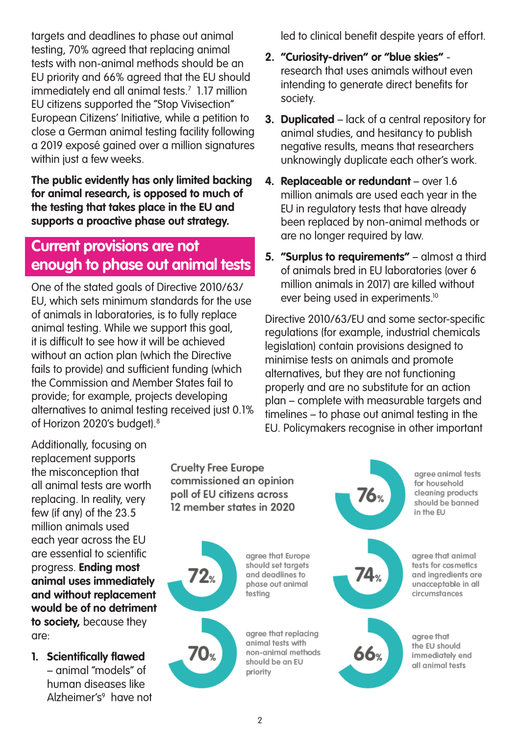targets and deadlines to phase out animal testing, 70% agreed that replacing animal tests with non-animal methods should be an EU priority and 66% agreed that the EU should immediately end all animal tests.[7] 1.17 million EU citizens supported the "Stop Vivisection" European Citizens' Initiative, while a petition to close a German animal testing facility following a 2019 exposé gained over a million signatures within just a few weeks.

**The public evidently has only limited backing for animal research, is opposed to much of the testing that takes place in the EU and supports a proactive phase out strategy.**

## Current provisions are not enough to phase out animal tests

One of the stated goals of Directive 2010/63/EU, which sets minimum standards for the use of animals in laboratories, is to fully replace animal testing. While we support this goal, it is difficult to see how it will be achieved without an action plan (which the Directive fails to provide) and sufficient funding (which the Commission and Member States fail to provide; for example, projects developing alternatives to animal testing received just 0.1% of Horizon 2020's budget).[8]

Additionally, focusing on replacement supports the misconception that all animal tests are worth replacing. In reality, very few (if any) of the 23.5 million animals used each year across the EU are essential to scientific progress. **Ending most animal uses immediately and without replacement would be of no detriment to society,** because they are:

1. **Scientifically flawed** – animal "models" of human diseases like Alzheimer's[9] have not led to clinical benefit despite years of effort.
2. **"Curiosity-driven" or "blue skies"** - research that uses animals without even intending to generate direct benefits for society.
3. **Duplicated** – lack of a central repository for animal studies, and hesitancy to publish negative results, means that researchers unknowingly duplicate each other's work.
4. **Replaceable or redundant** – over 1.6 million animals are used each year in the EU in regulatory tests that have already been replaced by non-animal methods or are no longer required by law.
5. **"Surplus to requirements"** – almost a third of animals bred in EU laboratories (over 6 million animals in 2017) are killed without ever being used in experiments.[10]

Directive 2010/63/EU and some sector-specific regulations (for example, industrial chemicals legislation) contain provisions designed to minimise tests on animals and promote alternatives, but they are not functioning properly and are no substitute for an action plan – complete with measurable targets and timelines – to phase out animal testing in the EU. Policymakers recognise in other important

Cruelty Free Europe commissioned an opinion poll of EU citizens across 12 member states in 2020

- **76%** agree animal tests for household cleaning products should be banned in the EU
- **72%** agree that Europe should set targets and deadlines to phase out animal testing
- **74%** agree that animal tests for cosmetics and ingredients are unacceptable in all circumstances
- **70%** agree that replacing animal tests with non-animal methods should be an EU priority
- **66%** agree that the EU should immediately end all animal tests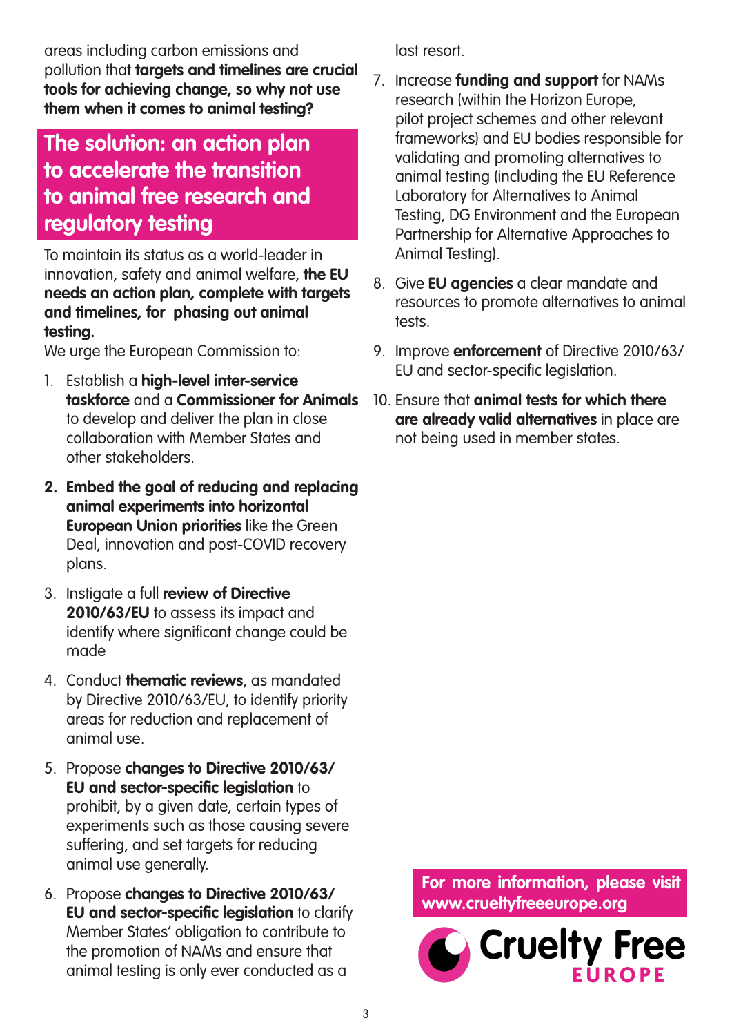areas including carbon emissions and pollution that **targets and timelines are crucial tools for achieving change, so why not use them when it comes to animal testing?**

## The solution: an action plan to accelerate the transition to animal free research and regulatory testing

To maintain its status as a world-leader in innovation, safety and animal welfare, **the EU needs an action plan, complete with targets and timelines, for phasing out animal testing.**

We urge the European Commission to:

1. Establish a **high-level inter-service taskforce** and a **Commissioner for Animals** to develop and deliver the plan in close collaboration with Member States and other stakeholders.
2. **Embed the goal of reducing and replacing animal experiments into horizontal European Union priorities** like the Green Deal, innovation and post-COVID recovery plans.
3. Instigate a full **review of Directive 2010/63/EU** to assess its impact and identify where significant change could be made
4. Conduct **thematic reviews**, as mandated by Directive 2010/63/EU, to identify priority areas for reduction and replacement of animal use.
5. Propose **changes to Directive 2010/63/EU and sector-specific legislation** to prohibit, by a given date, certain types of experiments such as those causing severe suffering, and set targets for reducing animal use generally.
6. Propose **changes to Directive 2010/63/EU and sector-specific legislation** to clarify Member States' obligation to contribute to the promotion of NAMs and ensure that animal testing is only ever conducted as a last resort.
7. Increase **funding and support** for NAMs research (within the Horizon Europe, pilot project schemes and other relevant frameworks) and EU bodies responsible for validating and promoting alternatives to animal testing (including the EU Reference Laboratory for Alternatives to Animal Testing, DG Environment and the European Partnership for Alternative Approaches to Animal Testing).
8. Give **EU agencies** a clear mandate and resources to promote alternatives to animal tests.
9. Improve **enforcement** of Directive 2010/63/EU and sector-specific legislation.
10. Ensure that **animal tests for which there are already valid alternatives** in place are not being used in member states.

**For more information, please visit www.crueltyfreeeurope.org**

Cruelty Free EUROPE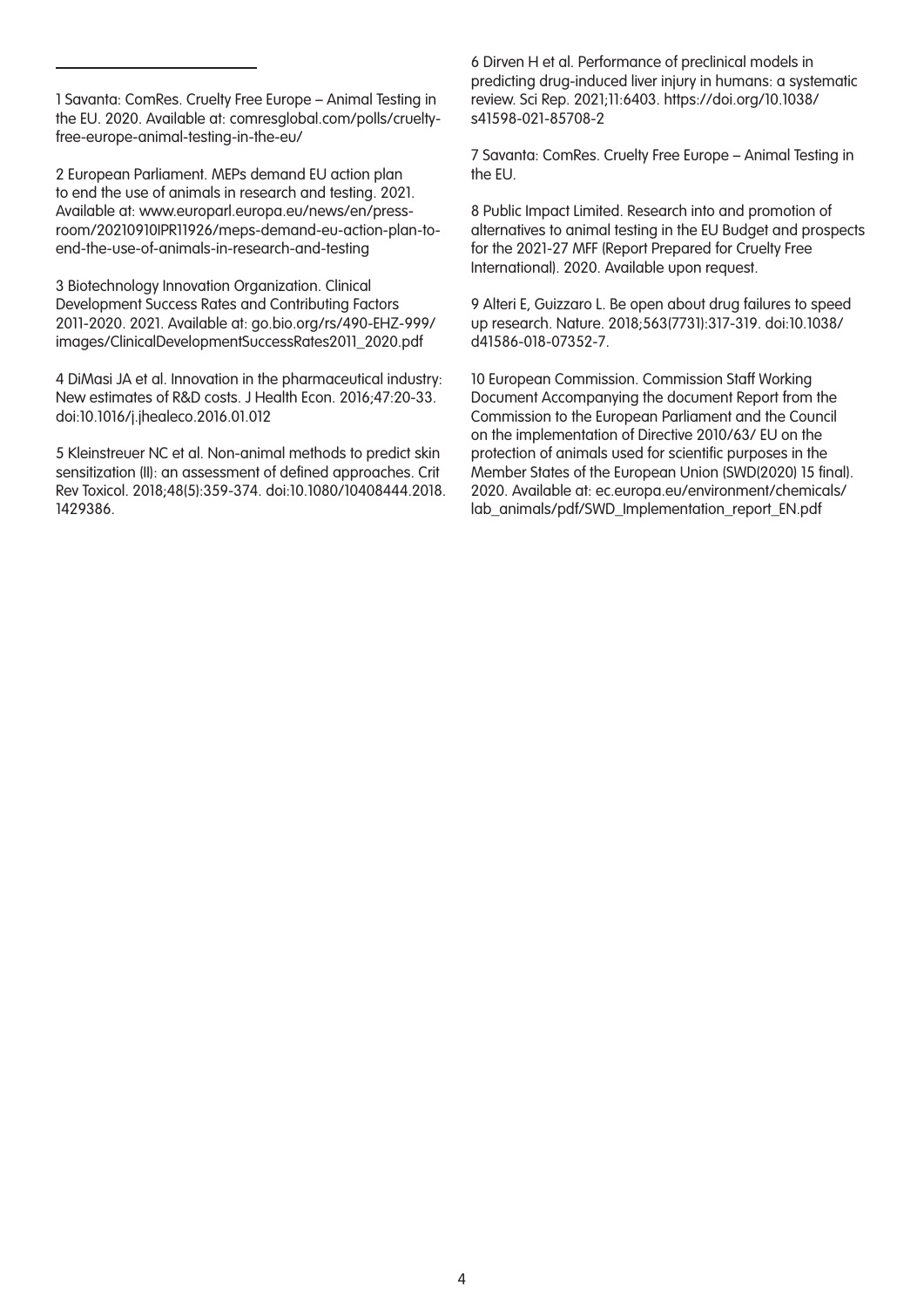1 Savanta: ComRes. Cruelty Free Europe – Animal Testing in the EU. 2020. Available at: comresglobal.com/polls/cruelty-free-europe-animal-testing-in-the-eu/

2 European Parliament. MEPs demand EU action plan to end the use of animals in research and testing. 2021. Available at: www.europarl.europa.eu/news/en/press-room/20210910IPR11926/meps-demand-eu-action-plan-to-end-the-use-of-animals-in-research-and-testing

3 Biotechnology Innovation Organization. Clinical Development Success Rates and Contributing Factors 2011-2020. 2021. Available at: go.bio.org/rs/490-EHZ-999/images/ClinicalDevelopmentSuccessRates2011_2020.pdf

4 DiMasi JA et al. Innovation in the pharmaceutical industry: New estimates of R&D costs. J Health Econ. 2016;47:20-33. doi:10.1016/j.jhealeco.2016.01.012

5 Kleinstreuer NC et al. Non-animal methods to predict skin sensitization (II): an assessment of defined approaches. Crit Rev Toxicol. 2018;48(5):359-374. doi:10.1080/10408444.2018.1429386.

6 Dirven H et al. Performance of preclinical models in predicting drug-induced liver injury in humans: a systematic review. Sci Rep. 2021;11:6403. https://doi.org/10.1038/s41598-021-85708-2

7 Savanta: ComRes. Cruelty Free Europe – Animal Testing in the EU.

8 Public Impact Limited. Research into and promotion of alternatives to animal testing in the EU Budget and prospects for the 2021-27 MFF (Report Prepared for Cruelty Free International). 2020. Available upon request.

9 Alteri E, Guizzaro L. Be open about drug failures to speed up research. Nature. 2018;563(7731):317-319. doi:10.1038/d41586-018-07352-7.

10 European Commission. Commission Staff Working Document Accompanying the document Report from the Commission to the European Parliament and the Council on the implementation of Directive 2010/63/ EU on the protection of animals used for scientific purposes in the Member States of the European Union (SWD(2020) 15 final). 2020. Available at: ec.europa.eu/environment/chemicals/lab_animals/pdf/SWD_Implementation_report_EN.pdf